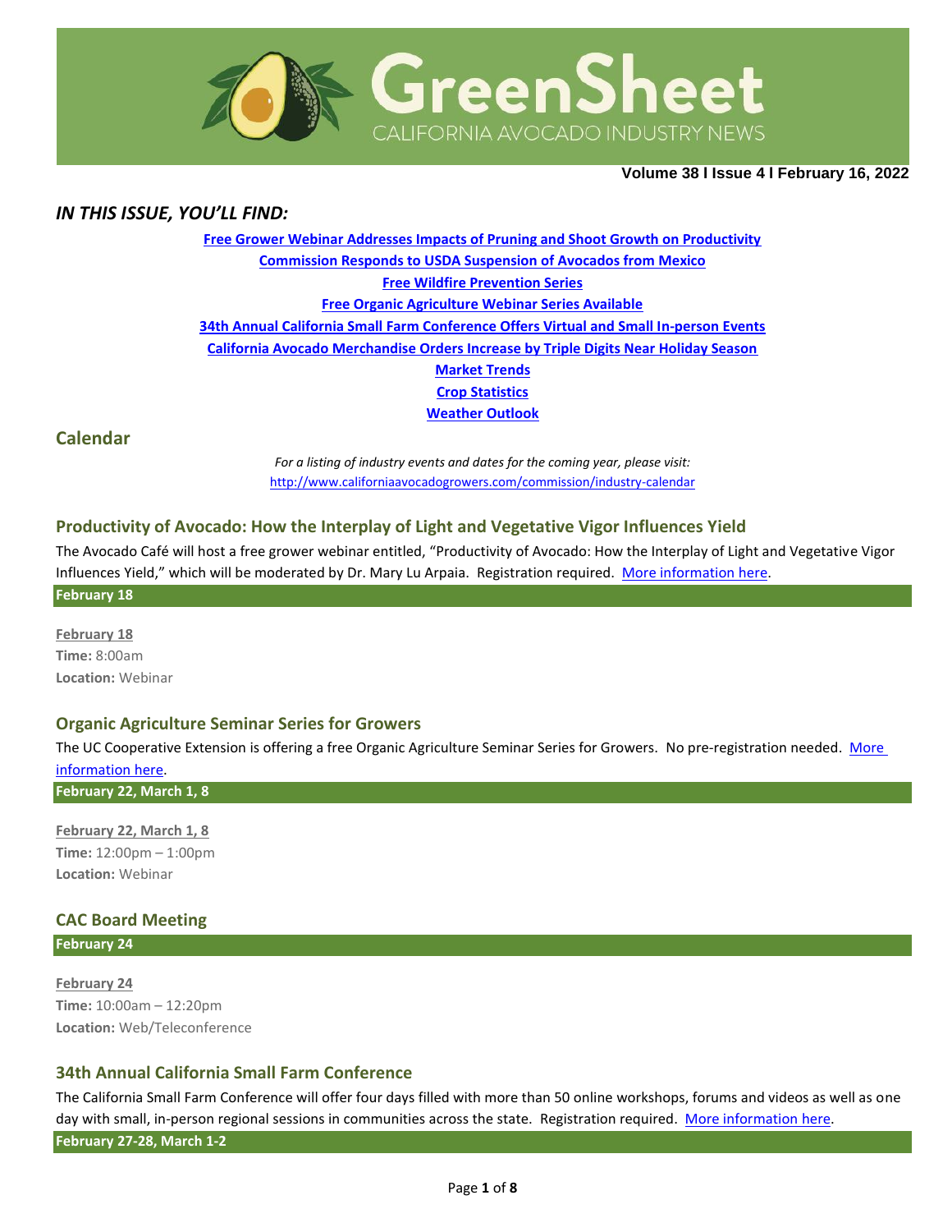# GreenSheet

CALIFORNIA AVOCADO INDUSTRY NEWS

**Volume 38 l Issue 4 l February 16, 2022**

## *IN THIS ISSUE, YOU'LL FIND:*

**Free Grower Webinar Addresses Impacts of Pruning and Shoot Growth on Productivity**
**Commission Responds to USDA Suspension of Avocados from Mexico**
**Free Wildfire Prevention Series**
**Free Organic Agriculture Webinar Series Available**
**34th Annual California Small Farm Conference Offers Virtual and Small In-person Events**
**California Avocado Merchandise Orders Increase by Triple Digits Near Holiday Season**
**Market Trends**
**Crop Statistics**
**Weather Outlook**

## Calendar

*For a listing of industry events and dates for the coming year, please visit:*
http://www.californiaavocadogrowers.com/commission/industry-calendar

### Productivity of Avocado: How the Interplay of Light and Vegetative Vigor Influences Yield

The Avocado Café will host a free grower webinar entitled, "Productivity of Avocado: How the Interplay of Light and Vegetative Vigor Influences Yield," which will be moderated by Dr. Mary Lu Arpaia. Registration required. More information here.

**February 18**

**February 18**
**Time:** 8:00am
**Location:** Webinar

### Organic Agriculture Seminar Series for Growers

The UC Cooperative Extension is offering a free Organic Agriculture Seminar Series for Growers. No pre-registration needed. More information here.

**February 22, March 1, 8**

**February 22, March 1, 8**
**Time:** 12:00pm – 1:00pm
**Location:** Webinar

### CAC Board Meeting

**February 24**

**February 24**
**Time:** 10:00am – 12:20pm
**Location:** Web/Teleconference

### 34th Annual California Small Farm Conference

The California Small Farm Conference will offer four days filled with more than 50 online workshops, forums and videos as well as one day with small, in-person regional sessions in communities across the state. Registration required. More information here.

**February 27-28, March 1-2**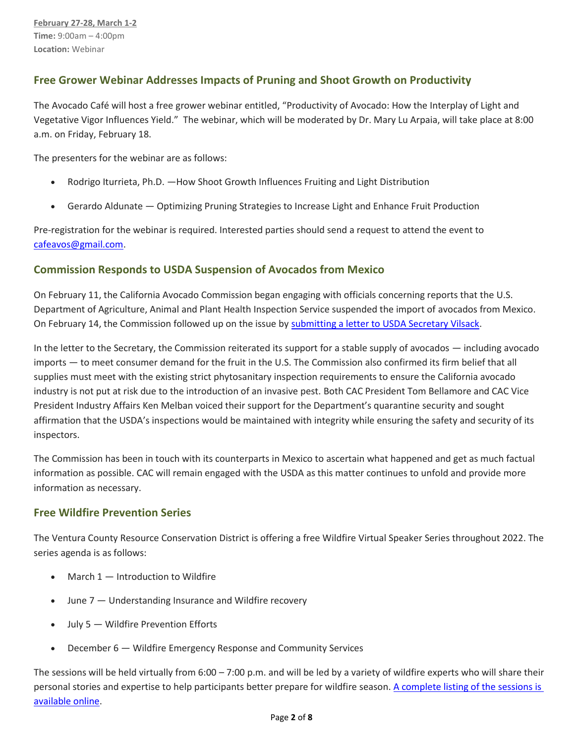**February 27-28, March 1-2**
**Time:** 9:00am – 4:00pm
**Location:** Webinar

## Free Grower Webinar Addresses Impacts of Pruning and Shoot Growth on Productivity

The Avocado Café will host a free grower webinar entitled, "Productivity of Avocado: How the Interplay of Light and Vegetative Vigor Influences Yield." The webinar, which will be moderated by Dr. Mary Lu Arpaia, will take place at 8:00 a.m. on Friday, February 18.

The presenters for the webinar are as follows:

- Rodrigo Iturrieta, Ph.D. —How Shoot Growth Influences Fruiting and Light Distribution
- Gerardo Aldunate — Optimizing Pruning Strategies to Increase Light and Enhance Fruit Production

Pre-registration for the webinar is required. Interested parties should send a request to attend the event to cafeavos@gmail.com.

## Commission Responds to USDA Suspension of Avocados from Mexico

On February 11, the California Avocado Commission began engaging with officials concerning reports that the U.S. Department of Agriculture, Animal and Plant Health Inspection Service suspended the import of avocados from Mexico. On February 14, the Commission followed up on the issue by submitting a letter to USDA Secretary Vilsack.

In the letter to the Secretary, the Commission reiterated its support for a stable supply of avocados — including avocado imports — to meet consumer demand for the fruit in the U.S. The Commission also confirmed its firm belief that all supplies must meet with the existing strict phytosanitary inspection requirements to ensure the California avocado industry is not put at risk due to the introduction of an invasive pest. Both CAC President Tom Bellamore and CAC Vice President Industry Affairs Ken Melban voiced their support for the Department's quarantine security and sought affirmation that the USDA's inspections would be maintained with integrity while ensuring the safety and security of its inspectors.

The Commission has been in touch with its counterparts in Mexico to ascertain what happened and get as much factual information as possible. CAC will remain engaged with the USDA as this matter continues to unfold and provide more information as necessary.

## Free Wildfire Prevention Series

The Ventura County Resource Conservation District is offering a free Wildfire Virtual Speaker Series throughout 2022. The series agenda is as follows:

- March 1 — Introduction to Wildfire
- June 7 — Understanding Insurance and Wildfire recovery
- July 5 — Wildfire Prevention Efforts
- December 6 — Wildfire Emergency Response and Community Services

The sessions will be held virtually from 6:00 – 7:00 p.m. and will be led by a variety of wildfire experts who will share their personal stories and expertise to help participants better prepare for wildfire season. A complete listing of the sessions is available online.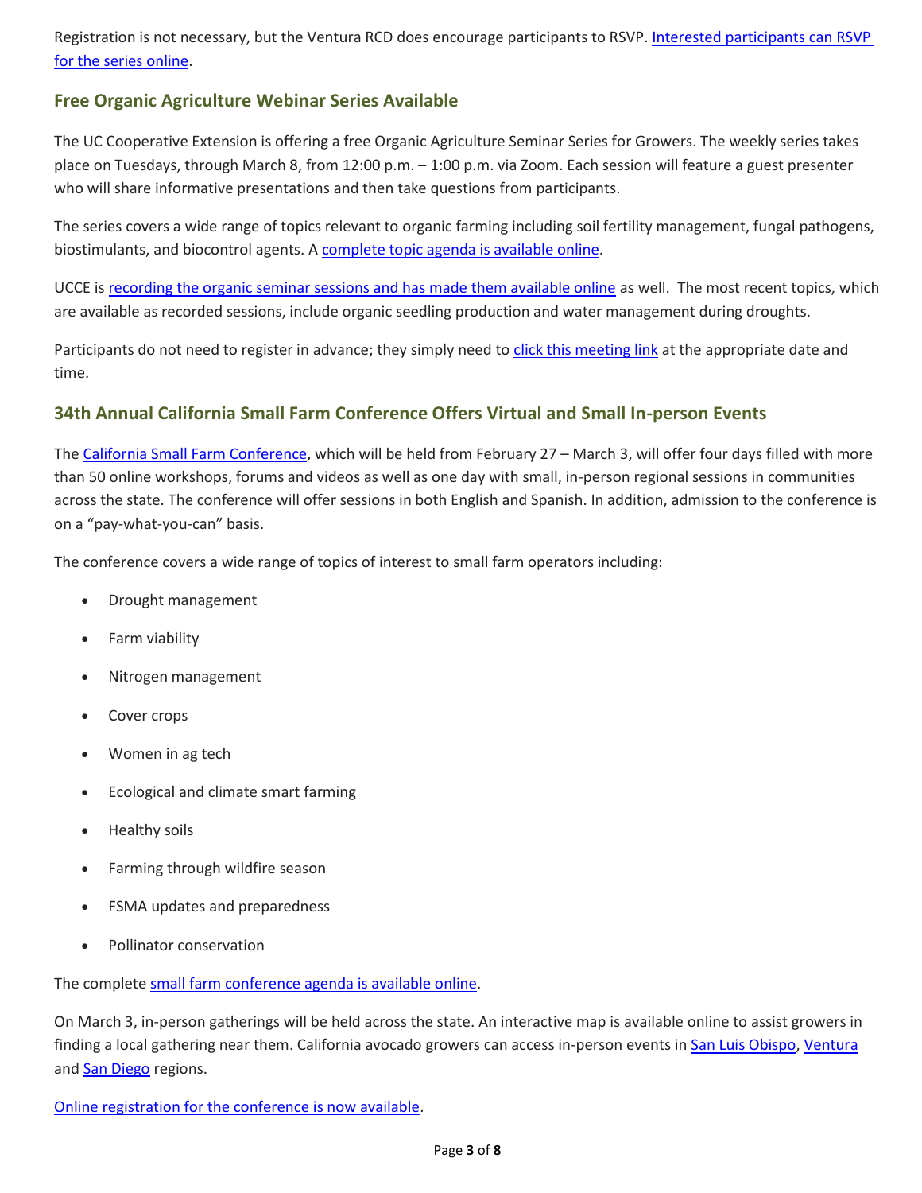Registration is not necessary, but the Ventura RCD does encourage participants to RSVP. Interested participants can RSVP for the series online.

## Free Organic Agriculture Webinar Series Available

The UC Cooperative Extension is offering a free Organic Agriculture Seminar Series for Growers. The weekly series takes place on Tuesdays, through March 8, from 12:00 p.m. – 1:00 p.m. via Zoom. Each session will feature a guest presenter who will share informative presentations and then take questions from participants.

The series covers a wide range of topics relevant to organic farming including soil fertility management, fungal pathogens, biostimulants, and biocontrol agents. A complete topic agenda is available online.

UCCE is recording the organic seminar sessions and has made them available online as well. The most recent topics, which are available as recorded sessions, include organic seedling production and water management during droughts.

Participants do not need to register in advance; they simply need to click this meeting link at the appropriate date and time.

## 34th Annual California Small Farm Conference Offers Virtual and Small In-person Events

The California Small Farm Conference, which will be held from February 27 – March 3, will offer four days filled with more than 50 online workshops, forums and videos as well as one day with small, in-person regional sessions in communities across the state. The conference will offer sessions in both English and Spanish. In addition, admission to the conference is on a "pay-what-you-can" basis.

The conference covers a wide range of topics of interest to small farm operators including:

- Drought management
- Farm viability
- Nitrogen management
- Cover crops
- Women in ag tech
- Ecological and climate smart farming
- Healthy soils
- Farming through wildfire season
- FSMA updates and preparedness
- Pollinator conservation

The complete small farm conference agenda is available online.

On March 3, in-person gatherings will be held across the state. An interactive map is available online to assist growers in finding a local gathering near them. California avocado growers can access in-person events in San Luis Obispo, Ventura and San Diego regions.

Online registration for the conference is now available.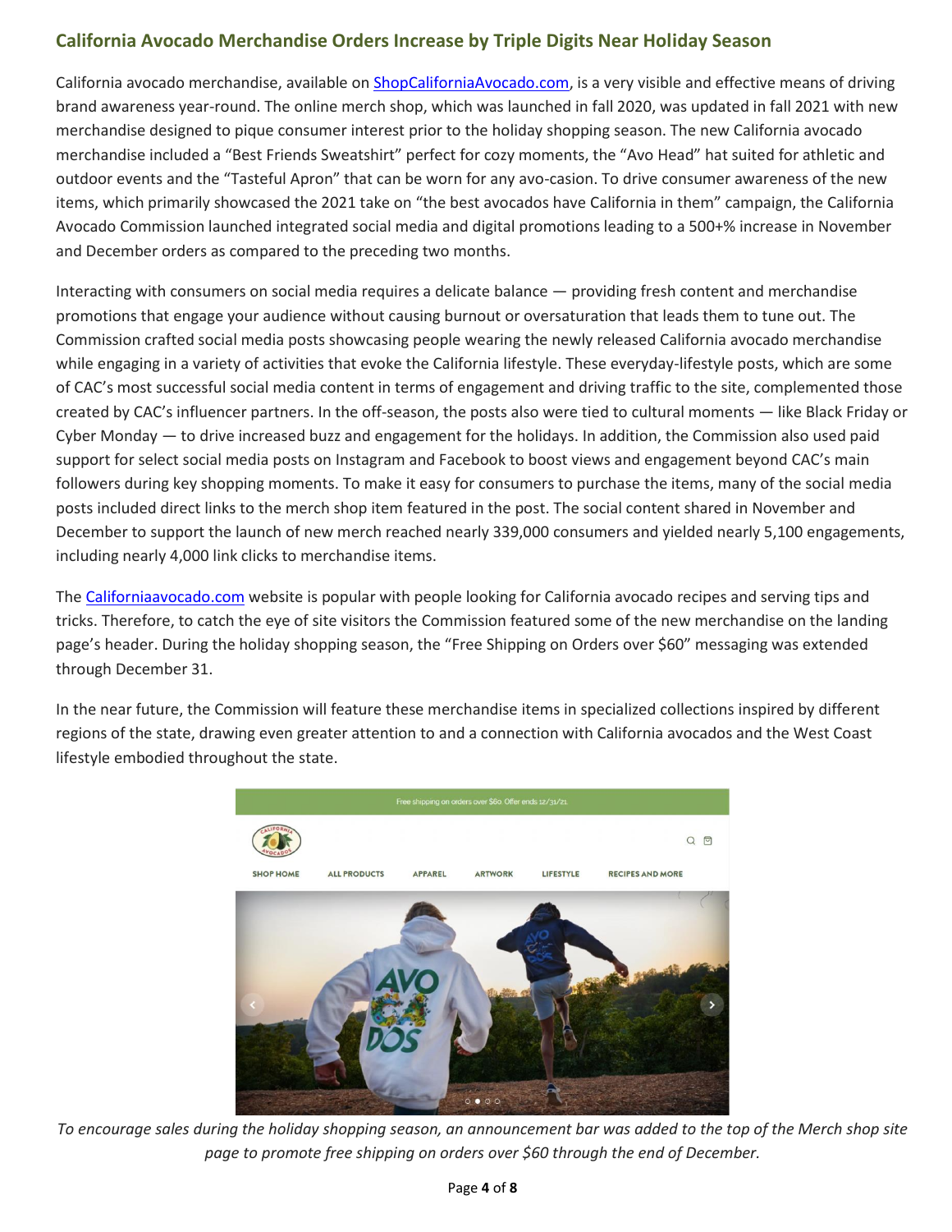## California Avocado Merchandise Orders Increase by Triple Digits Near Holiday Season

California avocado merchandise, available on ShopCaliforniaAvocado.com, is a very visible and effective means of driving brand awareness year-round. The online merch shop, which was launched in fall 2020, was updated in fall 2021 with new merchandise designed to pique consumer interest prior to the holiday shopping season. The new California avocado merchandise included a "Best Friends Sweatshirt" perfect for cozy moments, the "Avo Head" hat suited for athletic and outdoor events and the "Tasteful Apron" that can be worn for any avo-casion. To drive consumer awareness of the new items, which primarily showcased the 2021 take on "the best avocados have California in them" campaign, the California Avocado Commission launched integrated social media and digital promotions leading to a 500+% increase in November and December orders as compared to the preceding two months.

Interacting with consumers on social media requires a delicate balance — providing fresh content and merchandise promotions that engage your audience without causing burnout or oversaturation that leads them to tune out. The Commission crafted social media posts showcasing people wearing the newly released California avocado merchandise while engaging in a variety of activities that evoke the California lifestyle. These everyday-lifestyle posts, which are some of CAC's most successful social media content in terms of engagement and driving traffic to the site, complemented those created by CAC's influencer partners. In the off-season, the posts also were tied to cultural moments — like Black Friday or Cyber Monday — to drive increased buzz and engagement for the holidays. In addition, the Commission also used paid support for select social media posts on Instagram and Facebook to boost views and engagement beyond CAC's main followers during key shopping moments. To make it easy for consumers to purchase the items, many of the social media posts included direct links to the merch shop item featured in the post. The social content shared in November and December to support the launch of new merch reached nearly 339,000 consumers and yielded nearly 5,100 engagements, including nearly 4,000 link clicks to merchandise items.

The Californiaavocado.com website is popular with people looking for California avocado recipes and serving tips and tricks. Therefore, to catch the eye of site visitors the Commission featured some of the new merchandise on the landing page's header. During the holiday shopping season, the "Free Shipping on Orders over $60" messaging was extended through December 31.

In the near future, the Commission will feature these merchandise items in specialized collections inspired by different regions of the state, drawing even greater attention to and a connection with California avocados and the West Coast lifestyle embodied throughout the state.

*To encourage sales during the holiday shopping season, an announcement bar was added to the top of the Merch shop site page to promote free shipping on orders over $60 through the end of December.*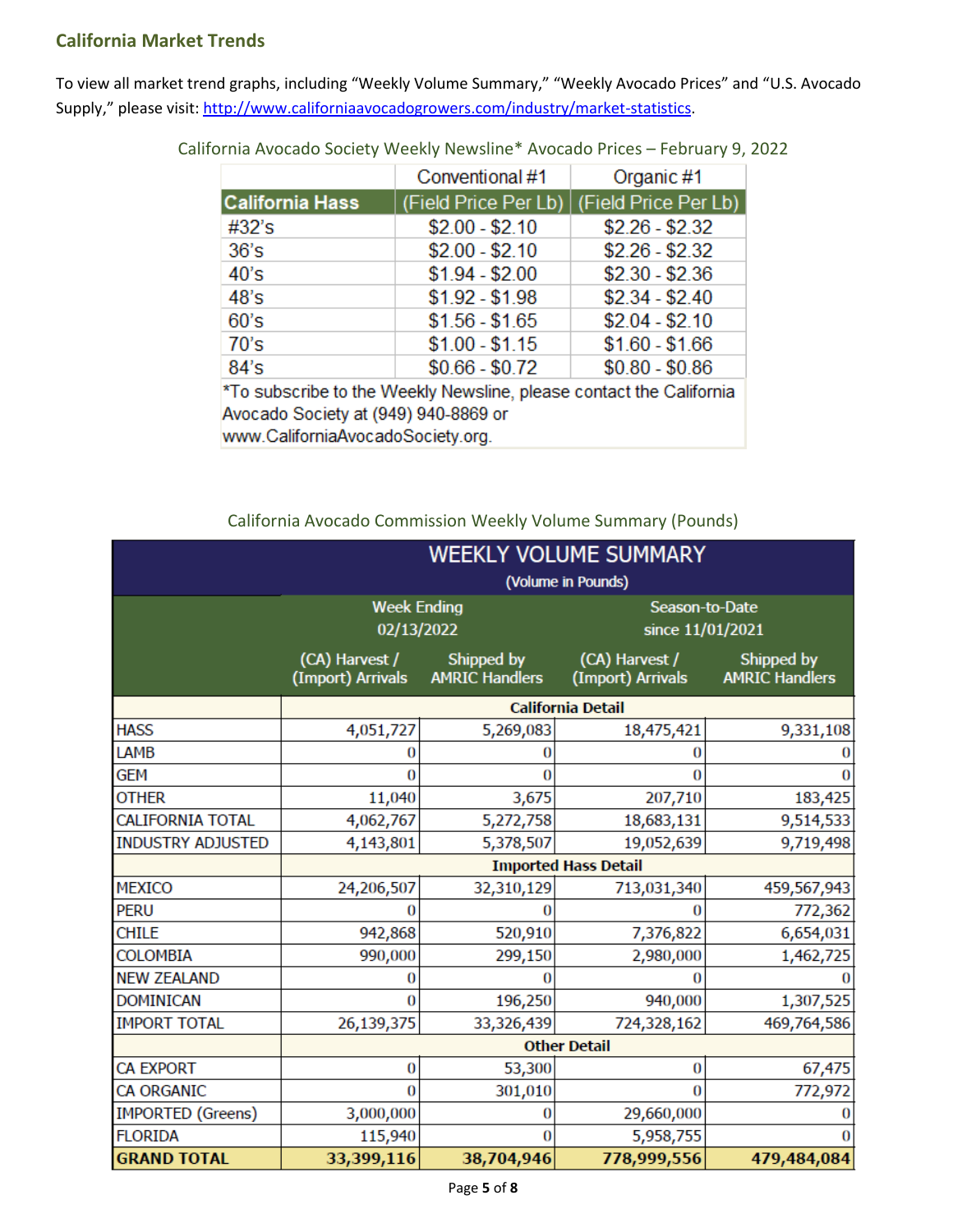## California Market Trends

To view all market trend graphs, including "Weekly Volume Summary," "Weekly Avocado Prices" and "U.S. Avocado Supply," please visit: [http://www.californiaavocadogrowers.com/industry/market-statistics](http://www.californiaavocadogrowers.com/industry/market-statistics).

California Avocado Society Weekly Newsline* Avocado Prices – February 9, 2022

| California Hass | Conventional #1 (Field Price Per Lb) | Organic #1 (Field Price Per Lb) |
|---|---|---|
| #32's | $2.00 - $2.10 | $2.26 - $2.32 |
| 36's | $2.00 - $2.10 | $2.26 - $2.32 |
| 40's | $1.94 - $2.00 | $2.30 - $2.36 |
| 48's | $1.92 - $1.98 | $2.34 - $2.40 |
| 60's | $1.56 - $1.65 | $2.04 - $2.10 |
| 70's | $1.00 - $1.15 | $1.60 - $1.66 |
| 84's | $0.66 - $0.72 | $0.80 - $0.86 |

*To subscribe to the Weekly Newsline, please contact the California Avocado Society at (949) 940-8869 or www.CaliforniaAvocadoSociety.org.

California Avocado Commission Weekly Volume Summary (Pounds)

**WEEKLY VOLUME SUMMARY** (Volume in Pounds)

| | Week Ending 02/13/2022 | | Season-to-Date since 11/01/2021 | |
|---|---|---|---|---|
| | (CA) Harvest / (Import) Arrivals | Shipped by AMRIC Handlers | (CA) Harvest / (Import) Arrivals | Shipped by AMRIC Handlers |
| | **California Detail** | | | |
| HASS | 4,051,727 | 5,269,083 | 18,475,421 | 9,331,108 |
| LAMB | 0 | 0 | 0 | 0 |
| GEM | 0 | 0 | 0 | 0 |
| OTHER | 11,040 | 3,675 | 207,710 | 183,425 |
| CALIFORNIA TOTAL | 4,062,767 | 5,272,758 | 18,683,131 | 9,514,533 |
| INDUSTRY ADJUSTED | 4,143,801 | 5,378,507 | 19,052,639 | 9,719,498 |
| | **Imported Hass Detail** | | | |
| MEXICO | 24,206,507 | 32,310,129 | 713,031,340 | 459,567,943 |
| PERU | 0 | 0 | 0 | 772,362 |
| CHILE | 942,868 | 520,910 | 7,376,822 | 6,654,031 |
| COLOMBIA | 990,000 | 299,150 | 2,980,000 | 1,462,725 |
| NEW ZEALAND | 0 | 0 | 0 | 0 |
| DOMINICAN | 0 | 196,250 | 940,000 | 1,307,525 |
| IMPORT TOTAL | 26,139,375 | 33,326,439 | 724,328,162 | 469,764,586 |
| | **Other Detail** | | | |
| CA EXPORT | 0 | 53,300 | 0 | 67,475 |
| CA ORGANIC | 0 | 301,010 | 0 | 772,972 |
| IMPORTED (Greens) | 3,000,000 | 0 | 29,660,000 | 0 |
| FLORIDA | 115,940 | 0 | 5,958,755 | 0 |
| **GRAND TOTAL** | **33,399,116** | **38,704,946** | **778,999,556** | **479,484,084** |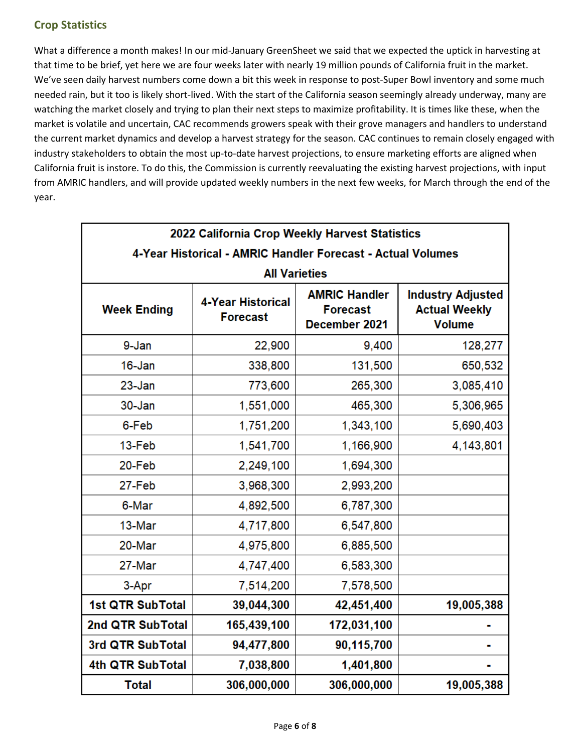## Crop Statistics

What a difference a month makes! In our mid-January GreenSheet we said that we expected the uptick in harvesting at that time to be brief, yet here we are four weeks later with nearly 19 million pounds of California fruit in the market. We've seen daily harvest numbers come down a bit this week in response to post-Super Bowl inventory and some much needed rain, but it too is likely short-lived. With the start of the California season seemingly already underway, many are watching the market closely and trying to plan their next steps to maximize profitability. It is times like these, when the market is volatile and uncertain, CAC recommends growers speak with their grove managers and handlers to understand the current market dynamics and develop a harvest strategy for the season. CAC continues to remain closely engaged with industry stakeholders to obtain the most up-to-date harvest projections, to ensure marketing efforts are aligned when California fruit is instore. To do this, the Commission is currently reevaluating the existing harvest projections, with input from AMRIC handlers, and will provide updated weekly numbers in the next few weeks, for March through the end of the year.

| 2022 California Crop Weekly Harvest Statistics<br>4-Year Historical - AMRIC Handler Forecast - Actual Volumes<br>All Varieties | | | |
|---|---|---|---|
| **Week Ending** | **4-Year Historical Forecast** | **AMRIC Handler Forecast December 2021** | **Industry Adjusted Actual Weekly Volume** |
| 9-Jan | 22,900 | 9,400 | 128,277 |
| 16-Jan | 338,800 | 131,500 | 650,532 |
| 23-Jan | 773,600 | 265,300 | 3,085,410 |
| 30-Jan | 1,551,000 | 465,300 | 5,306,965 |
| 6-Feb | 1,751,200 | 1,343,100 | 5,690,403 |
| 13-Feb | 1,541,700 | 1,166,900 | 4,143,801 |
| 20-Feb | 2,249,100 | 1,694,300 | |
| 27-Feb | 3,968,300 | 2,993,200 | |
| 6-Mar | 4,892,500 | 6,787,300 | |
| 13-Mar | 4,717,800 | 6,547,800 | |
| 20-Mar | 4,975,800 | 6,885,500 | |
| 27-Mar | 4,747,400 | 6,583,300 | |
| 3-Apr | 7,514,200 | 7,578,500 | |
| **1st QTR SubTotal** | **39,044,300** | **42,451,400** | **19,005,388** |
| **2nd QTR SubTotal** | **165,439,100** | **172,031,100** | **-** |
| **3rd QTR SubTotal** | **94,477,800** | **90,115,700** | **-** |
| **4th QTR SubTotal** | **7,038,800** | **1,401,800** | **-** |
| **Total** | **306,000,000** | **306,000,000** | **19,005,388** |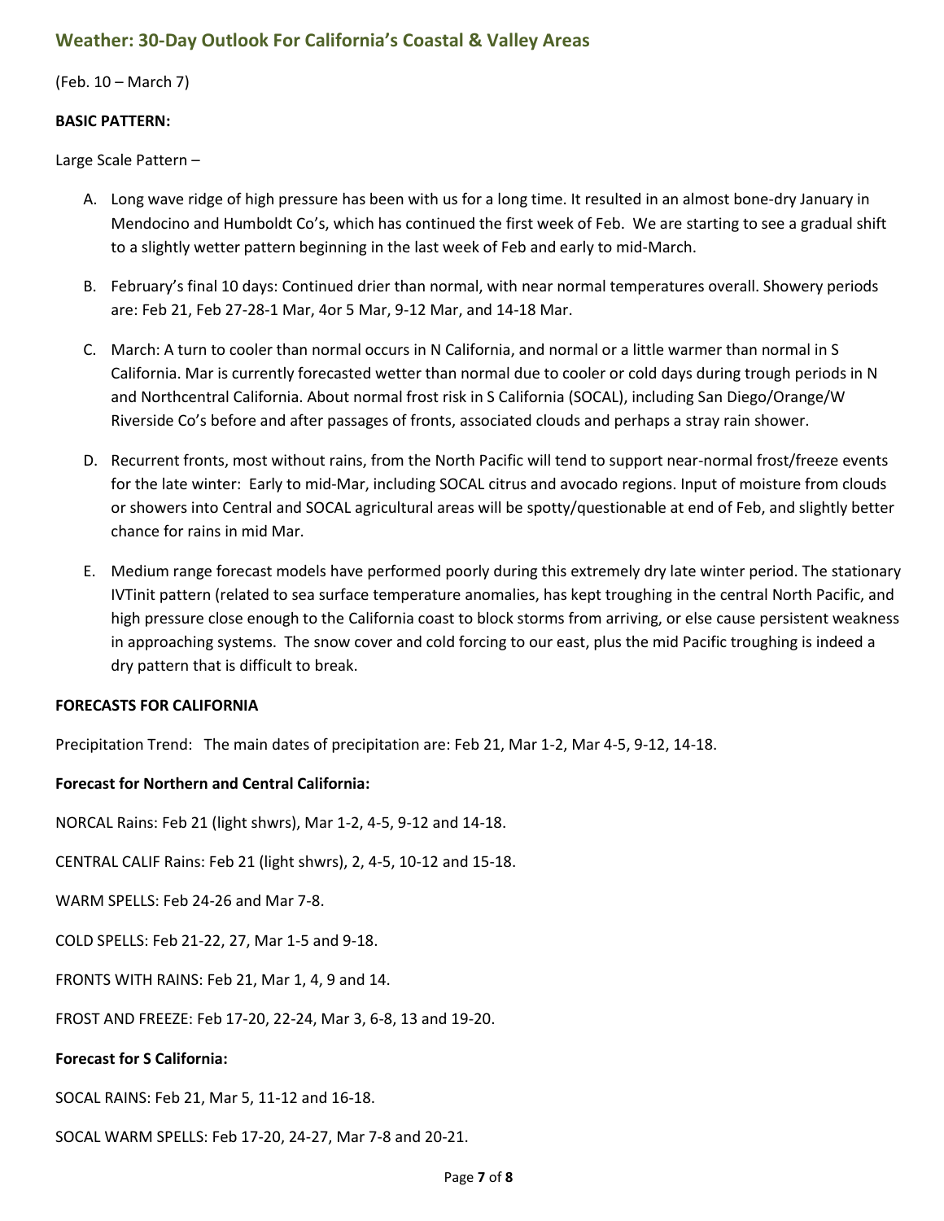## Weather: 30-Day Outlook For California's Coastal & Valley Areas

(Feb. 10 – March 7)

**BASIC PATTERN:**

Large Scale Pattern –

A. Long wave ridge of high pressure has been with us for a long time. It resulted in an almost bone-dry January in Mendocino and Humboldt Co's, which has continued the first week of Feb. We are starting to see a gradual shift to a slightly wetter pattern beginning in the last week of Feb and early to mid-March.

B. February's final 10 days: Continued drier than normal, with near normal temperatures overall. Showery periods are: Feb 21, Feb 27-28-1 Mar, 4or 5 Mar, 9-12 Mar, and 14-18 Mar.

C. March: A turn to cooler than normal occurs in N California, and normal or a little warmer than normal in S California. Mar is currently forecasted wetter than normal due to cooler or cold days during trough periods in N and Northcentral California. About normal frost risk in S California (SOCAL), including San Diego/Orange/W Riverside Co's before and after passages of fronts, associated clouds and perhaps a stray rain shower.

D. Recurrent fronts, most without rains, from the North Pacific will tend to support near-normal frost/freeze events for the late winter: Early to mid-Mar, including SOCAL citrus and avocado regions. Input of moisture from clouds or showers into Central and SOCAL agricultural areas will be spotty/questionable at end of Feb, and slightly better chance for rains in mid Mar.

E. Medium range forecast models have performed poorly during this extremely dry late winter period. The stationary IVTinit pattern (related to sea surface temperature anomalies, has kept troughing in the central North Pacific, and high pressure close enough to the California coast to block storms from arriving, or else cause persistent weakness in approaching systems. The snow cover and cold forcing to our east, plus the mid Pacific troughing is indeed a dry pattern that is difficult to break.

**FORECASTS FOR CALIFORNIA**

Precipitation Trend: The main dates of precipitation are: Feb 21, Mar 1-2, Mar 4-5, 9-12, 14-18.

**Forecast for Northern and Central California:**

NORCAL Rains: Feb 21 (light shwrs), Mar 1-2, 4-5, 9-12 and 14-18.

CENTRAL CALIF Rains: Feb 21 (light shwrs), 2, 4-5, 10-12 and 15-18.

WARM SPELLS: Feb 24-26 and Mar 7-8.

COLD SPELLS: Feb 21-22, 27, Mar 1-5 and 9-18.

FRONTS WITH RAINS: Feb 21, Mar 1, 4, 9 and 14.

FROST AND FREEZE: Feb 17-20, 22-24, Mar 3, 6-8, 13 and 19-20.

**Forecast for S California:**

SOCAL RAINS: Feb 21, Mar 5, 11-12 and 16-18.

SOCAL WARM SPELLS: Feb 17-20, 24-27, Mar 7-8 and 20-21.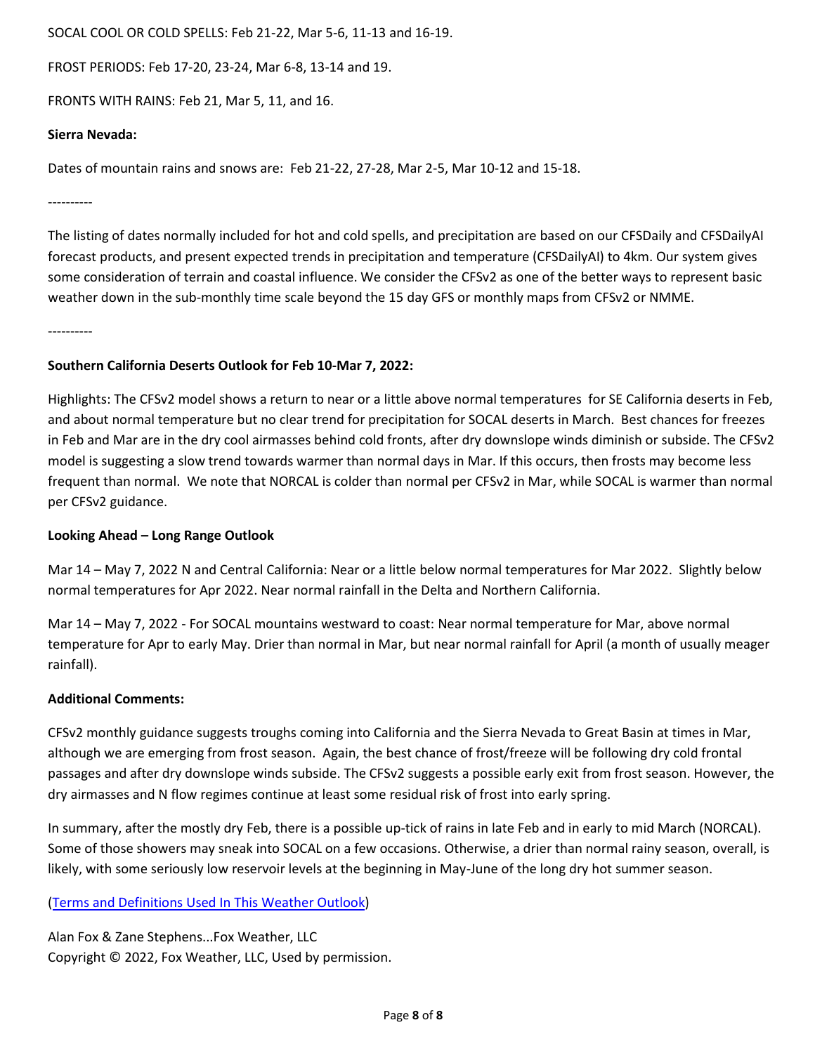SOCAL COOL OR COLD SPELLS: Feb 21-22, Mar 5-6, 11-13 and 16-19.

FROST PERIODS: Feb 17-20, 23-24, Mar 6-8, 13-14 and 19.

FRONTS WITH RAINS: Feb 21, Mar 5, 11, and 16.

**Sierra Nevada:**

Dates of mountain rains and snows are: Feb 21-22, 27-28, Mar 2-5, Mar 10-12 and 15-18.

----------

The listing of dates normally included for hot and cold spells, and precipitation are based on our CFSDaily and CFSDailyAI forecast products, and present expected trends in precipitation and temperature (CFSDailyAI) to 4km. Our system gives some consideration of terrain and coastal influence. We consider the CFSv2 as one of the better ways to represent basic weather down in the sub-monthly time scale beyond the 15 day GFS or monthly maps from CFSv2 or NMME.

----------

**Southern California Deserts Outlook for Feb 10-Mar 7, 2022:**

Highlights: The CFSv2 model shows a return to near or a little above normal temperatures for SE California deserts in Feb, and about normal temperature but no clear trend for precipitation for SOCAL deserts in March. Best chances for freezes in Feb and Mar are in the dry cool airmasses behind cold fronts, after dry downslope winds diminish or subside. The CFSv2 model is suggesting a slow trend towards warmer than normal days in Mar. If this occurs, then frosts may become less frequent than normal. We note that NORCAL is colder than normal per CFSv2 in Mar, while SOCAL is warmer than normal per CFSv2 guidance.

**Looking Ahead – Long Range Outlook**

Mar 14 – May 7, 2022 N and Central California: Near or a little below normal temperatures for Mar 2022. Slightly below normal temperatures for Apr 2022. Near normal rainfall in the Delta and Northern California.

Mar 14 – May 7, 2022 - For SOCAL mountains westward to coast: Near normal temperature for Mar, above normal temperature for Apr to early May. Drier than normal in Mar, but near normal rainfall for April (a month of usually meager rainfall).

**Additional Comments:**

CFSv2 monthly guidance suggests troughs coming into California and the Sierra Nevada to Great Basin at times in Mar, although we are emerging from frost season. Again, the best chance of frost/freeze will be following dry cold frontal passages and after dry downslope winds subside. The CFSv2 suggests a possible early exit from frost season. However, the dry airmasses and N flow regimes continue at least some residual risk of frost into early spring.

In summary, after the mostly dry Feb, there is a possible up-tick of rains in late Feb and in early to mid March (NORCAL). Some of those showers may sneak into SOCAL on a few occasions. Otherwise, a drier than normal rainy season, overall, is likely, with some seriously low reservoir levels at the beginning in May-June of the long dry hot summer season.

(Terms and Definitions Used In This Weather Outlook)

Alan Fox & Zane Stephens...Fox Weather, LLC
Copyright © 2022, Fox Weather, LLC, Used by permission.